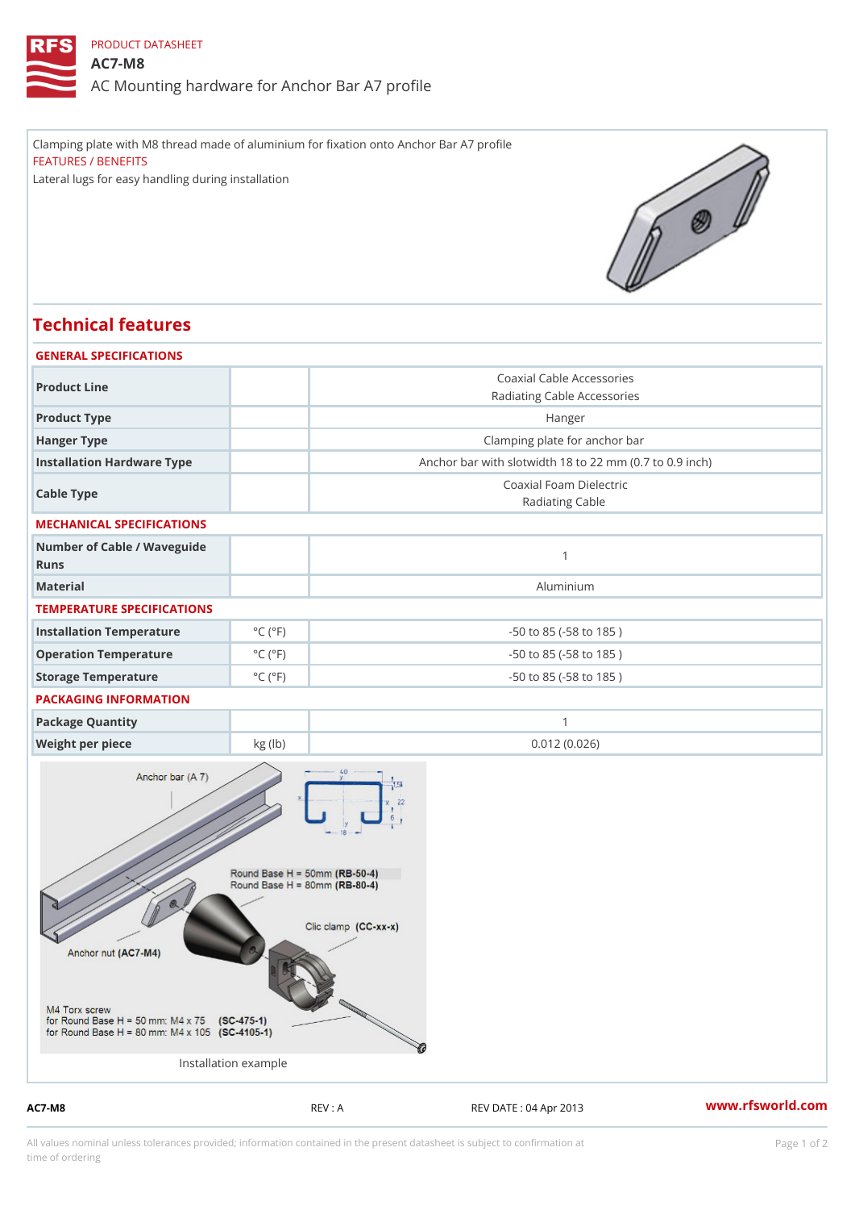PRODUCT DATASHEET

# AC7-M8

AC Mounting hardware for Anchor Bar A7 profile

Clamping plate with M8 thread made of aluminium for fixation onto Anchor Bar A7 profile

FEATURES / BENEFITS

Lateral lugs for easy handling during installation

## Technical features

### GENERAL SPECIFICATIONS

| | | |
|---|---|---|
| Product Line | | Coaxial Cable Accessories<br>Radiating Cable Accessories |
| Product Type | | Hanger |
| Hanger Type | | Clamping plate for anchor bar |
| Installation Hardware Type | | Anchor bar with slotwidth 18 to 22 mm (0.7 to 0.9 inch) |
| Cable Type | | Coaxial Foam Dielectric<br>Radiating Cable |

### MECHANICAL SPECIFICATIONS

| | | |
|---|---|---|
| Number of Cable / Waveguide Runs | | 1 |
| Material | | Aluminium |

### TEMPERATURE SPECIFICATIONS

| | | |
|---|---|---|
| Installation Temperature | °C (°F) | -50 to 85 (-58 to 185 ) |
| Operation Temperature | °C (°F) | -50 to 85 (-58 to 185 ) |
| Storage Temperature | °C (°F) | -50 to 85 (-58 to 185 ) |

### PACKAGING INFORMATION

| | | |
|---|---|---|
| Package Quantity | | 1 |
| Weight per piece | kg (lb) | 0.012 (0.026) |

Anchor bar (A 7)

Round Base H = 50mm (RB-50-4)
Round Base H = 80mm (RB-80-4)

Clic clamp (CC-xx-x)

Anchor nut (AC7-M4)

M4 Torx screw
for Round Base H = 50 mm: M4 x 75 (SC-475-1)
for Round Base H = 80 mm: M4 x 105 (SC-4105-1)

Installation example

AC7-M8 REV : A REV DATE : 04 Apr 2013 www.rfsworld.com

All values nominal unless tolerances provided; information contained in the present datasheet is subject to confirmation at time of ordering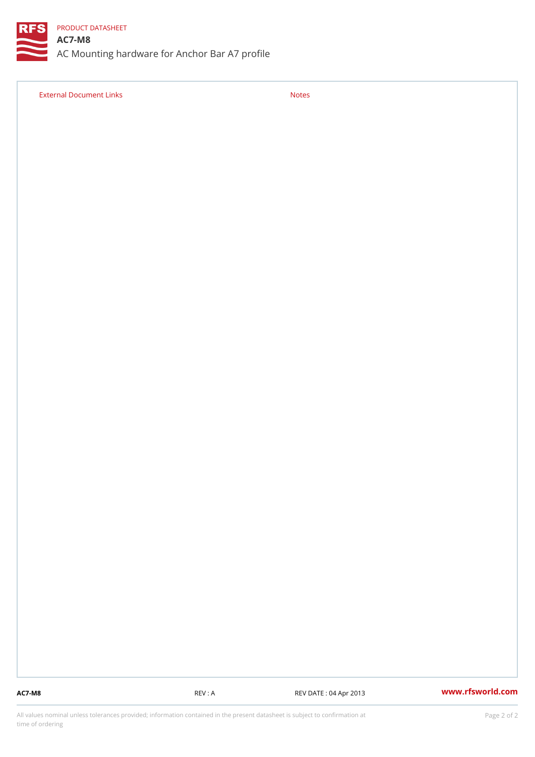External Document Links

Notes